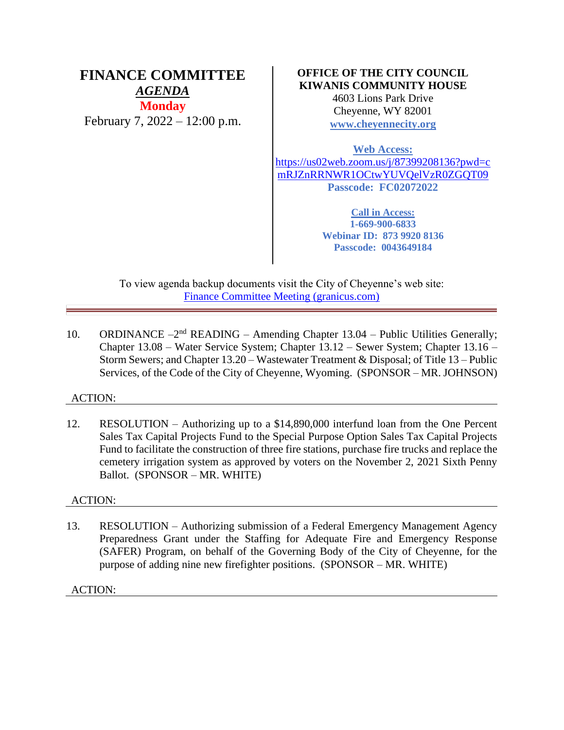# FINANCE COMMITTEE

***AGENDA***

**Monday**

February 7, 2022 – 12:00 p.m.

**OFFICE OF THE CITY COUNCIL**
**KIWANIS COMMUNITY HOUSE**
4603 Lions Park Drive
Cheyenne, WY 82001
**www.cheyennecity.org**

**Web Access:**
https://us02web.zoom.us/j/87399208136?pwd=cmRJZnRRNWR1OCtwYUVQelVzR0ZGQT09
**Passcode: FC02072022**

**Call in Access:**
**1-669-900-6833**
**Webinar ID: 873 9920 8136**
**Passcode: 0043649184**

To view agenda backup documents visit the City of Cheyenne's web site:
Finance Committee Meeting (granicus.com)

---

10. ORDINANCE –2nd READING – Amending Chapter 13.04 – Public Utilities Generally; Chapter 13.08 – Water Service System; Chapter 13.12 – Sewer System; Chapter 13.16 – Storm Sewers; and Chapter 13.20 – Wastewater Treatment & Disposal; of Title 13 – Public Services, of the Code of the City of Cheyenne, Wyoming. (SPONSOR – MR. JOHNSON)

ACTION:

12. RESOLUTION – Authorizing up to a $14,890,000 interfund loan from the One Percent Sales Tax Capital Projects Fund to the Special Purpose Option Sales Tax Capital Projects Fund to facilitate the construction of three fire stations, purchase fire trucks and replace the cemetery irrigation system as approved by voters on the November 2, 2021 Sixth Penny Ballot. (SPONSOR – MR. WHITE)

ACTION:

13. RESOLUTION – Authorizing submission of a Federal Emergency Management Agency Preparedness Grant under the Staffing for Adequate Fire and Emergency Response (SAFER) Program, on behalf of the Governing Body of the City of Cheyenne, for the purpose of adding nine new firefighter positions. (SPONSOR – MR. WHITE)

ACTION: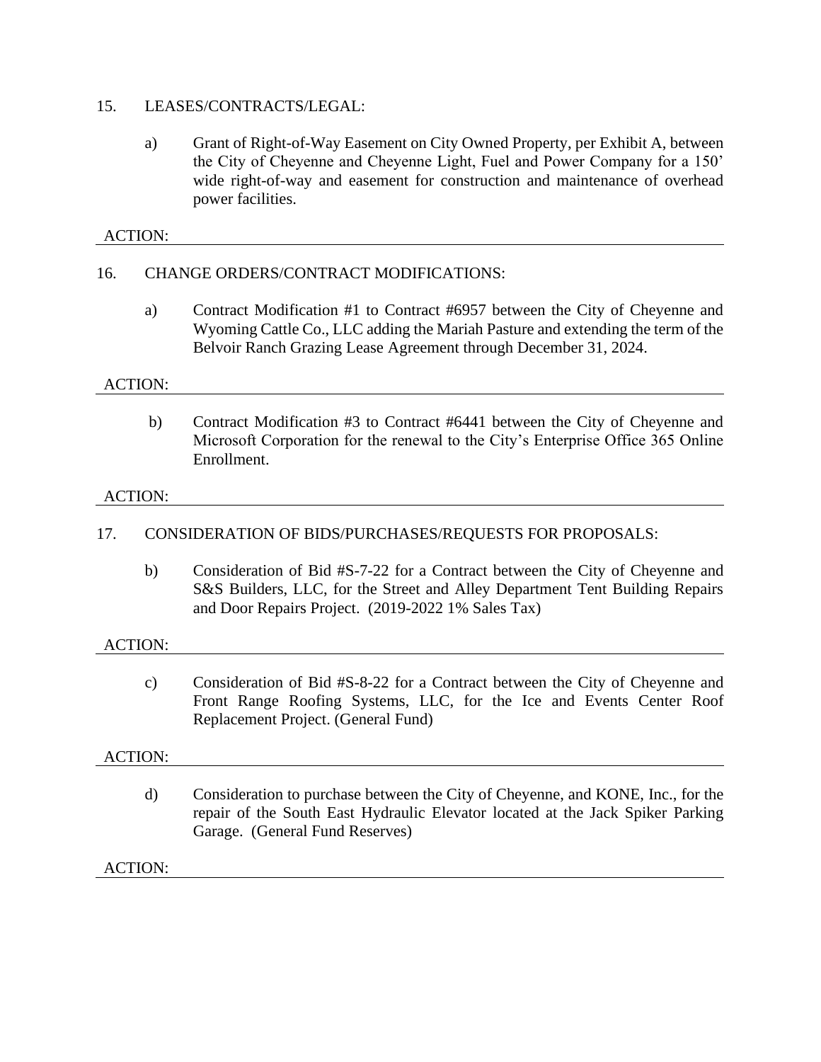15. LEASES/CONTRACTS/LEGAL:

    a) Grant of Right-of-Way Easement on City Owned Property, per Exhibit A, between the City of Cheyenne and Cheyenne Light, Fuel and Power Company for a 150' wide right-of-way and easement for construction and maintenance of overhead power facilities.

ACTION: ___

16. CHANGE ORDERS/CONTRACT MODIFICATIONS:

    a) Contract Modification #1 to Contract #6957 between the City of Cheyenne and Wyoming Cattle Co., LLC adding the Mariah Pasture and extending the term of the Belvoir Ranch Grazing Lease Agreement through December 31, 2024.

ACTION: ___

    b) Contract Modification #3 to Contract #6441 between the City of Cheyenne and Microsoft Corporation for the renewal to the City's Enterprise Office 365 Online Enrollment.

ACTION: ___

17. CONSIDERATION OF BIDS/PURCHASES/REQUESTS FOR PROPOSALS:

    b) Consideration of Bid #S-7-22 for a Contract between the City of Cheyenne and S&S Builders, LLC, for the Street and Alley Department Tent Building Repairs and Door Repairs Project. (2019-2022 1% Sales Tax)

ACTION: ___

    c) Consideration of Bid #S-8-22 for a Contract between the City of Cheyenne and Front Range Roofing Systems, LLC, for the Ice and Events Center Roof Replacement Project. (General Fund)

ACTION: ___

    d) Consideration to purchase between the City of Cheyenne, and KONE, Inc., for the repair of the South East Hydraulic Elevator located at the Jack Spiker Parking Garage. (General Fund Reserves)

ACTION: ___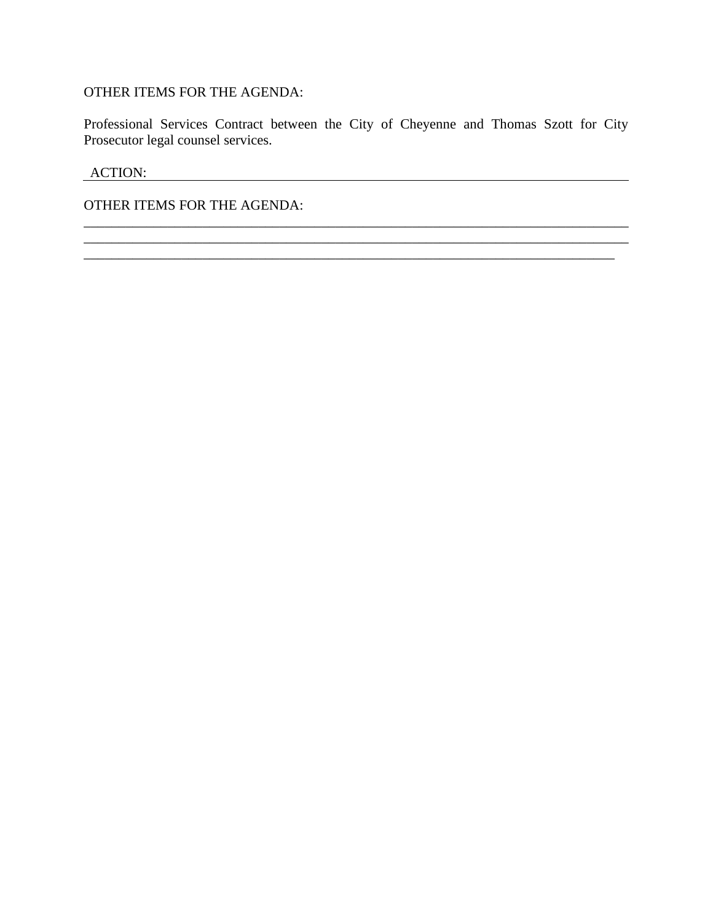OTHER ITEMS FOR THE AGENDA:

Professional Services Contract between the City of Cheyenne and Thomas Szott for City Prosecutor legal counsel services.

ACTION: \_\_\_\_\_\_\_\_\_\_\_\_\_\_\_\_\_\_\_\_\_\_\_\_\_\_\_\_\_\_\_\_\_\_\_\_\_\_\_\_\_\_\_\_\_\_\_\_\_\_\_\_\_\_\_\_\_\_\_\_\_\_\_\_\_\_\_\_\_\_

OTHER ITEMS FOR THE AGENDA:

\_\_\_\_\_\_\_\_\_\_\_\_\_\_\_\_\_\_\_\_\_\_\_\_\_\_\_\_\_\_\_\_\_\_\_\_\_\_\_\_\_\_\_\_\_\_\_\_\_\_\_\_\_\_\_\_\_\_\_\_\_\_\_\_\_\_\_\_\_\_\_\_\_\_\_\_\_\_\_\_\_\_\_\_
\_\_\_\_\_\_\_\_\_\_\_\_\_\_\_\_\_\_\_\_\_\_\_\_\_\_\_\_\_\_\_\_\_\_\_\_\_\_\_\_\_\_\_\_\_\_\_\_\_\_\_\_\_\_\_\_\_\_\_\_\_\_\_\_\_\_\_\_\_\_\_\_\_\_\_\_\_\_\_\_\_\_\_\_
\_\_\_\_\_\_\_\_\_\_\_\_\_\_\_\_\_\_\_\_\_\_\_\_\_\_\_\_\_\_\_\_\_\_\_\_\_\_\_\_\_\_\_\_\_\_\_\_\_\_\_\_\_\_\_\_\_\_\_\_\_\_\_\_\_\_\_\_\_\_\_\_\_\_\_\_\_\_\_\_\_\_\_\_
\_\_\_\_\_\_\_\_\_\_\_\_\_\_\_\_\_\_\_\_\_\_\_\_\_\_\_\_\_\_\_\_\_\_\_\_\_\_\_\_\_\_\_\_\_\_\_\_\_\_\_\_\_\_\_\_\_\_\_\_\_\_\_\_\_\_\_\_\_\_\_\_\_\_\_\_\_\_\_\_\_\_